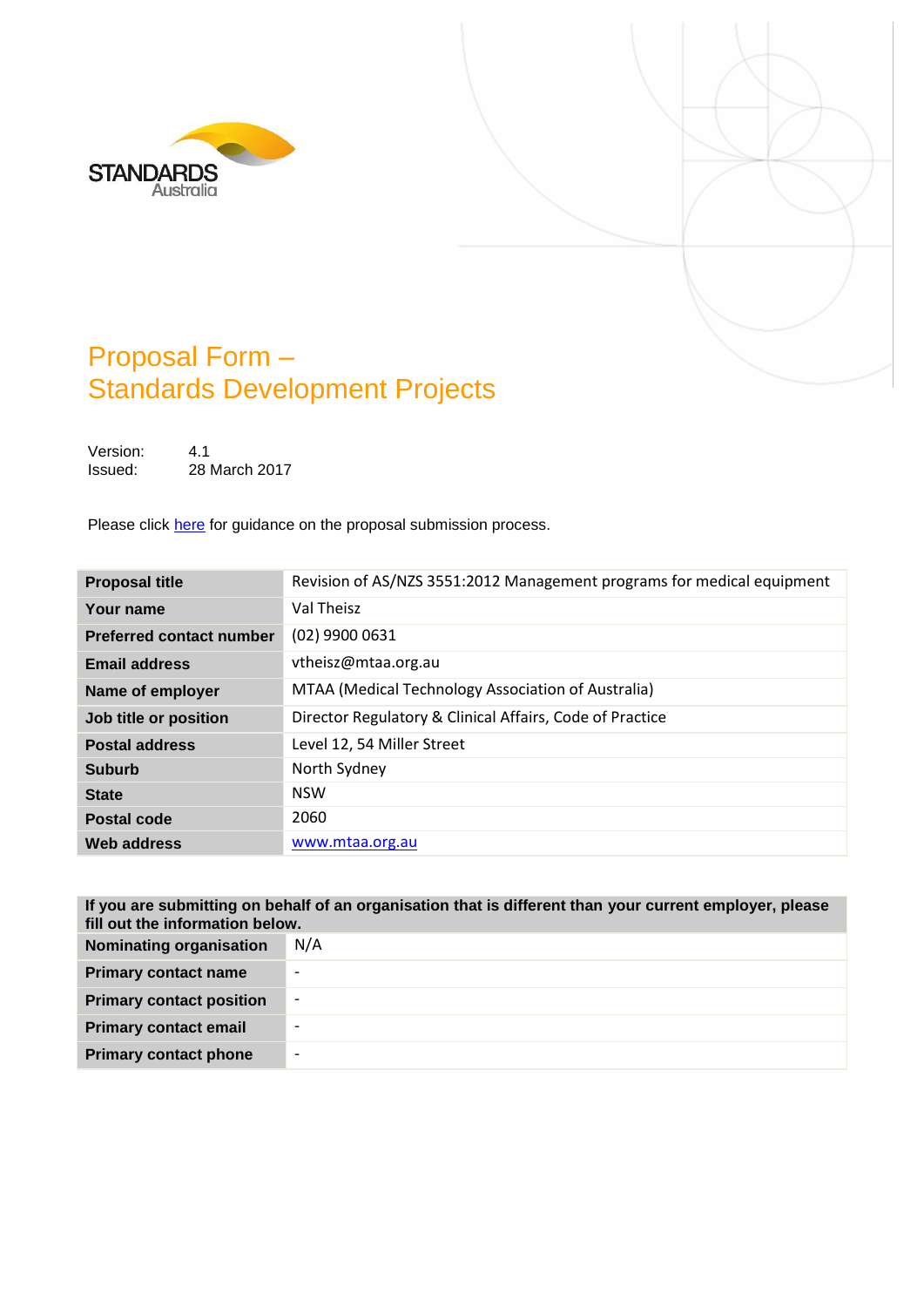STANDARDS Australia

# Proposal Form – Standards Development Projects

Version: 4.1
Issued: 28 March 2017

Please click here for guidance on the proposal submission process.

| | |
|---|---|
| **Proposal title** | Revision of AS/NZS 3551:2012 Management programs for medical equipment |
| **Your name** | Val Theisz |
| **Preferred contact number** | (02) 9900 0631 |
| **Email address** | vtheisz@mtaa.org.au |
| **Name of employer** | MTAA (Medical Technology Association of Australia) |
| **Job title or position** | Director Regulatory & Clinical Affairs, Code of Practice |
| **Postal address** | Level 12, 54 Miller Street |
| **Suburb** | North Sydney |
| **State** | NSW |
| **Postal code** | 2060 |
| **Web address** | www.mtaa.org.au |

| **If you are submitting on behalf of an organisation that is different than your current employer, please fill out the information below.** | |
|---|---|
| **Nominating organisation** | N/A |
| **Primary contact name** | - |
| **Primary contact position** | - |
| **Primary contact email** | - |
| **Primary contact phone** | - |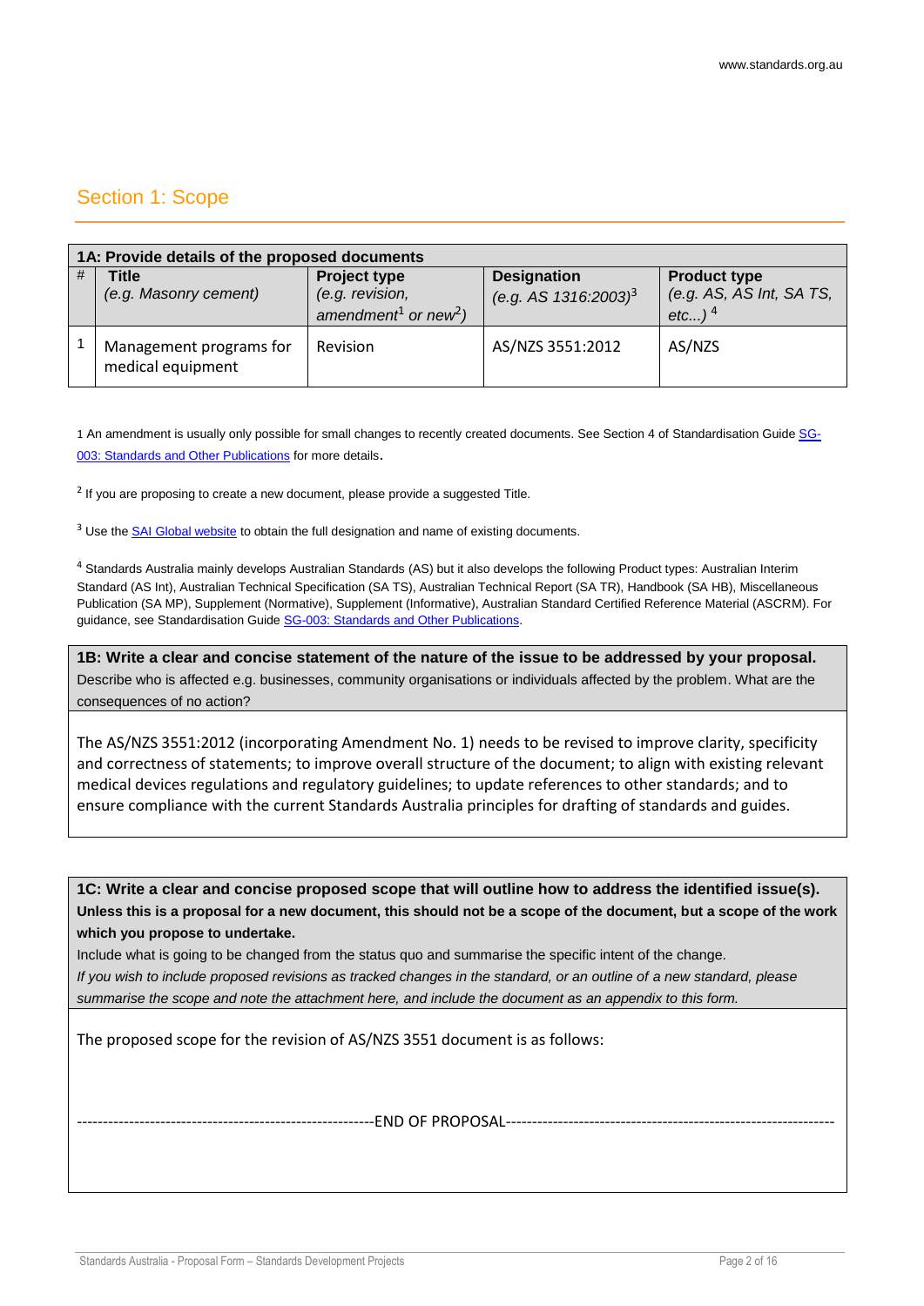## Section 1: Scope

| 1A: Provide details of the proposed documents | | | | |
|---|---|---|---|---|
| # | **Title** *(e.g. Masonry cement)* | **Project type** *(e.g. revision, amendment[1] or new[2])* | **Designation** *(e.g. AS 1316:2003)*[3] | **Product type** *(e.g. AS, AS Int, SA TS, etc...)* [4] |
| 1 | Management programs for medical equipment | Revision | AS/NZS 3551:2012 | AS/NZS |

1 An amendment is usually only possible for small changes to recently created documents. See Section 4 of Standardisation Guide [SG-003: Standards and Other Publications](#) for more details.

2 If you are proposing to create a new document, please provide a suggested Title.

3 Use the [SAI Global website](#) to obtain the full designation and name of existing documents.

4 Standards Australia mainly develops Australian Standards (AS) but it also develops the following Product types: Australian Interim Standard (AS Int), Australian Technical Specification (SA TS), Australian Technical Report (SA TR), Handbook (SA HB), Miscellaneous Publication (SA MP), Supplement (Normative), Supplement (Informative), Australian Standard Certified Reference Material (ASCRM). For guidance, see Standardisation Guide [SG-003: Standards and Other Publications](#).

**1B: Write a clear and concise statement of the nature of the issue to be addressed by your proposal.**
Describe who is affected e.g. businesses, community organisations or individuals affected by the problem. What are the consequences of no action?

The AS/NZS 3551:2012 (incorporating Amendment No. 1) needs to be revised to improve clarity, specificity and correctness of statements; to improve overall structure of the document; to align with existing relevant medical devices regulations and regulatory guidelines; to update references to other standards; and to ensure compliance with the current Standards Australia principles for drafting of standards and guides.

**1C: Write a clear and concise proposed scope that will outline how to address the identified issue(s). Unless this is a proposal for a new document, this should not be a scope of the document, but a scope of the work which you propose to undertake.**
Include what is going to be changed from the status quo and summarise the specific intent of the change.
*If you wish to include proposed revisions as tracked changes in the standard, or an outline of a new standard, please summarise the scope and note the attachment here, and include the document as an appendix to this form.*

The proposed scope for the revision of AS/NZS 3551 document is as follows:

---------------------------------------------------------END OF PROPOSAL---------------------------------------------------------------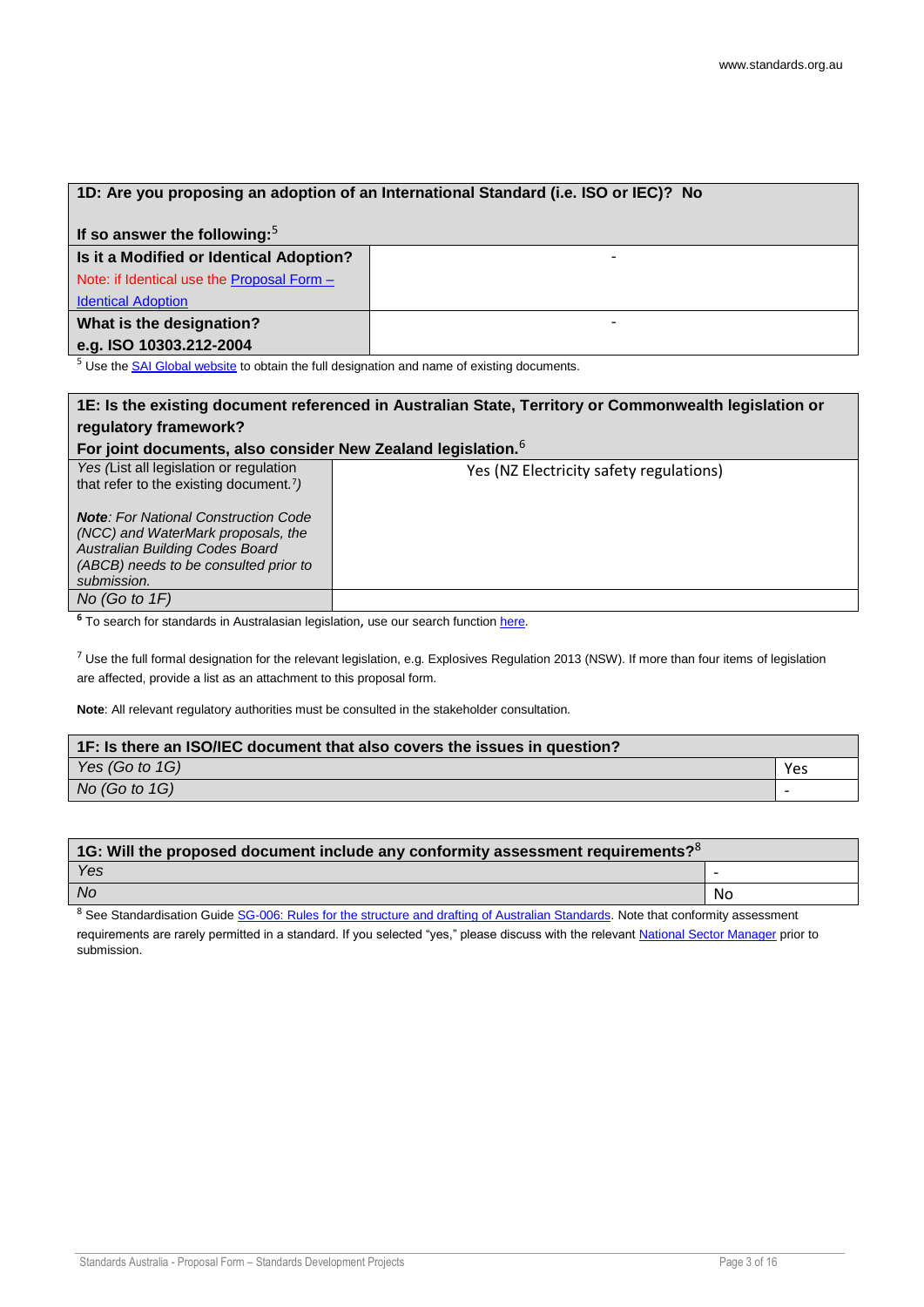| 1D: Are you proposing an adoption of an International Standard (i.e. ISO or IEC)? No<br><br>If so answer the following:[5] | |
|---|---|
| **Is it a Modified or Identical Adoption?**<br>Note: if Identical use the Proposal Form – Identical Adoption | - |
| **What is the designation?**<br>**e.g. ISO 10303.212-2004** | - |

[5] Use the SAI Global website to obtain the full designation and name of existing documents.

| 1E: Is the existing document referenced in Australian State, Territory or Commonwealth legislation or regulatory framework?<br>For joint documents, also consider New Zealand legislation.[6] | |
|---|---|
| *Yes (List all legislation or regulation that refer to the existing document.[7])*<br><br>***Note**: For National Construction Code (NCC) and WaterMark proposals, the Australian Building Codes Board (ABCB) needs to be consulted prior to submission.* | Yes (NZ Electricity safety regulations) |
| *No (Go to 1F)* | |

[6] To search for standards in Australasian legislation, use our search function here.

[7] Use the full formal designation for the relevant legislation, e.g. Explosives Regulation 2013 (NSW). If more than four items of legislation are affected, provide a list as an attachment to this proposal form.

**Note**: All relevant regulatory authorities must be consulted in the stakeholder consultation.

| 1F: Is there an ISO/IEC document that also covers the issues in question? | |
|---|---|
| *Yes (Go to 1G)* | Yes |
| *No (Go to 1G)* | - |

| 1G: Will the proposed document include any conformity assessment requirements?[8] | |
|---|---|
| *Yes* | - |
| *No* | No |

[8] See Standardisation Guide SG-006: Rules for the structure and drafting of Australian Standards. Note that conformity assessment requirements are rarely permitted in a standard. If you selected "yes," please discuss with the relevant National Sector Manager prior to submission.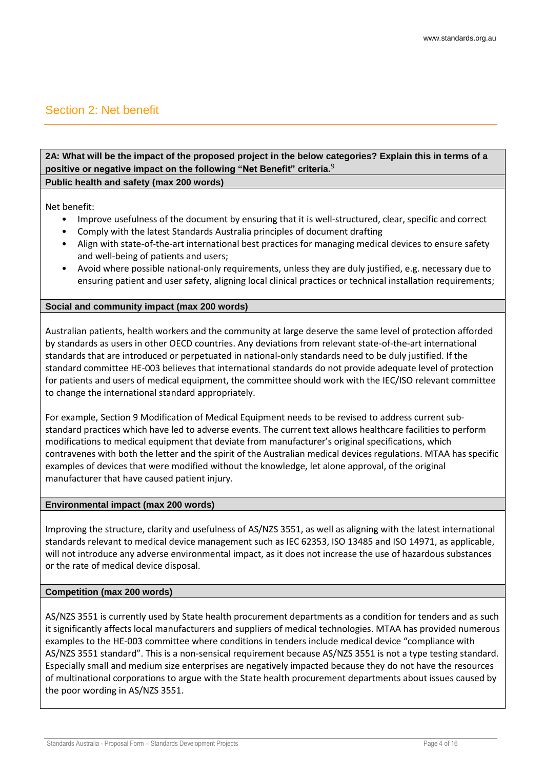## Section 2: Net benefit

**2A: What will be the impact of the proposed project in the below categories? Explain this in terms of a positive or negative impact on the following "Net Benefit" criteria.**[9]

**Public health and safety (max 200 words)**

Net benefit:

- Improve usefulness of the document by ensuring that it is well-structured, clear, specific and correct
- Comply with the latest Standards Australia principles of document drafting
- Align with state-of-the-art international best practices for managing medical devices to ensure safety and well-being of patients and users;
- Avoid where possible national-only requirements, unless they are duly justified, e.g. necessary due to ensuring patient and user safety, aligning local clinical practices or technical installation requirements;

**Social and community impact (max 200 words)**

Australian patients, health workers and the community at large deserve the same level of protection afforded by standards as users in other OECD countries. Any deviations from relevant state-of-the-art international standards that are introduced or perpetuated in national-only standards need to be duly justified. If the standard committee HE-003 believes that international standards do not provide adequate level of protection for patients and users of medical equipment, the committee should work with the IEC/ISO relevant committee to change the international standard appropriately.

For example, Section 9 Modification of Medical Equipment needs to be revised to address current sub-standard practices which have led to adverse events. The current text allows healthcare facilities to perform modifications to medical equipment that deviate from manufacturer's original specifications, which contravenes with both the letter and the spirit of the Australian medical devices regulations. MTAA has specific examples of devices that were modified without the knowledge, let alone approval, of the original manufacturer that have caused patient injury.

**Environmental impact (max 200 words)**

Improving the structure, clarity and usefulness of AS/NZS 3551, as well as aligning with the latest international standards relevant to medical device management such as IEC 62353, ISO 13485 and ISO 14971, as applicable, will not introduce any adverse environmental impact, as it does not increase the use of hazardous substances or the rate of medical device disposal.

**Competition (max 200 words)**

AS/NZS 3551 is currently used by State health procurement departments as a condition for tenders and as such it significantly affects local manufacturers and suppliers of medical technologies. MTAA has provided numerous examples to the HE-003 committee where conditions in tenders include medical device "compliance with AS/NZS 3551 standard". This is a non-sensical requirement because AS/NZS 3551 is not a type testing standard. Especially small and medium size enterprises are negatively impacted because they do not have the resources of multinational corporations to argue with the State health procurement departments about issues caused by the poor wording in AS/NZS 3551.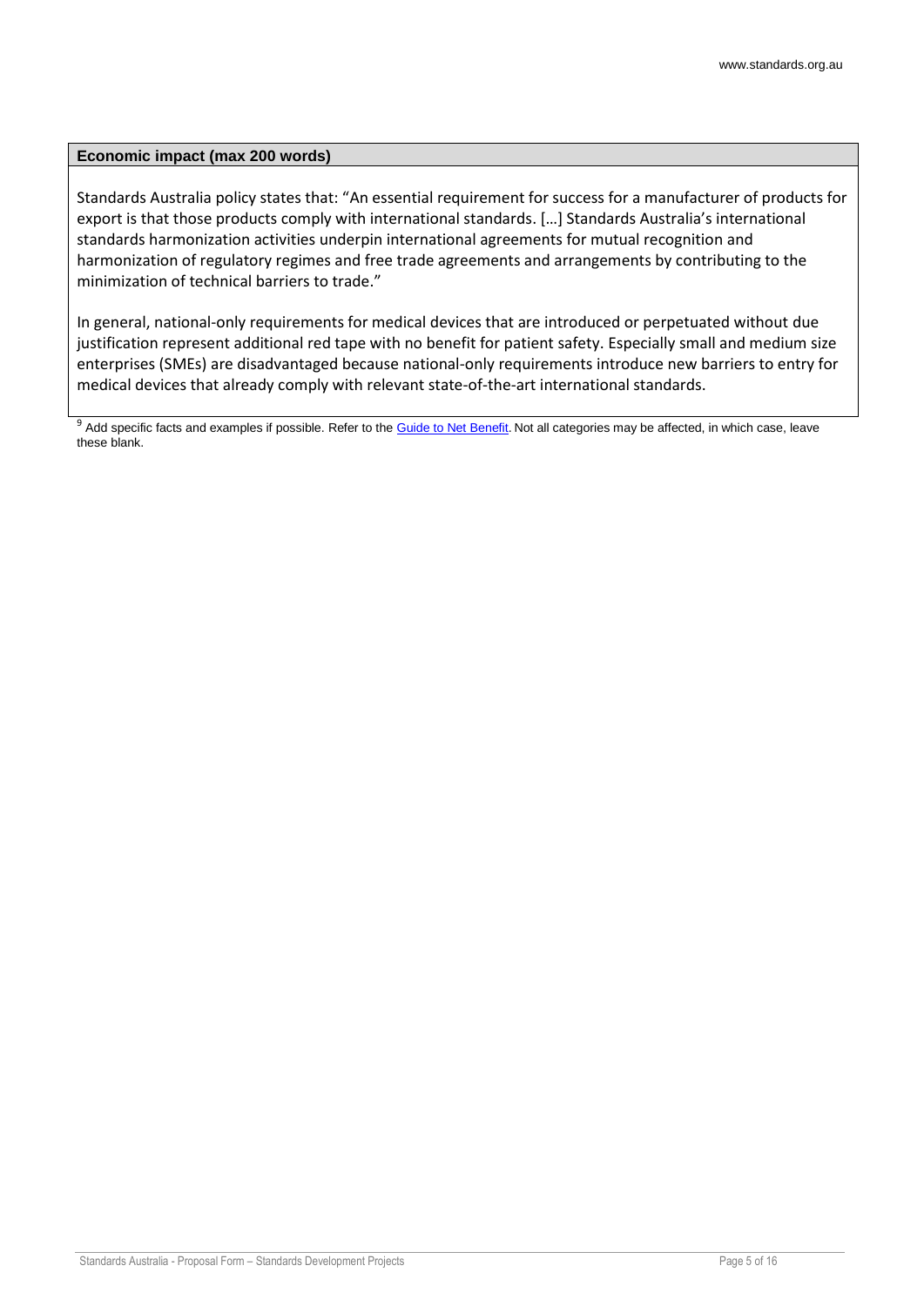**Economic impact (max 200 words)**

Standards Australia policy states that: "An essential requirement for success for a manufacturer of products for export is that those products comply with international standards. […] Standards Australia's international standards harmonization activities underpin international agreements for mutual recognition and harmonization of regulatory regimes and free trade agreements and arrangements by contributing to the minimization of technical barriers to trade."

In general, national-only requirements for medical devices that are introduced or perpetuated without due justification represent additional red tape with no benefit for patient safety. Especially small and medium size enterprises (SMEs) are disadvantaged because national-only requirements introduce new barriers to entry for medical devices that already comply with relevant state-of-the-art international standards.

[9] Add specific facts and examples if possible. Refer to the Guide to Net Benefit. Not all categories may be affected, in which case, leave these blank.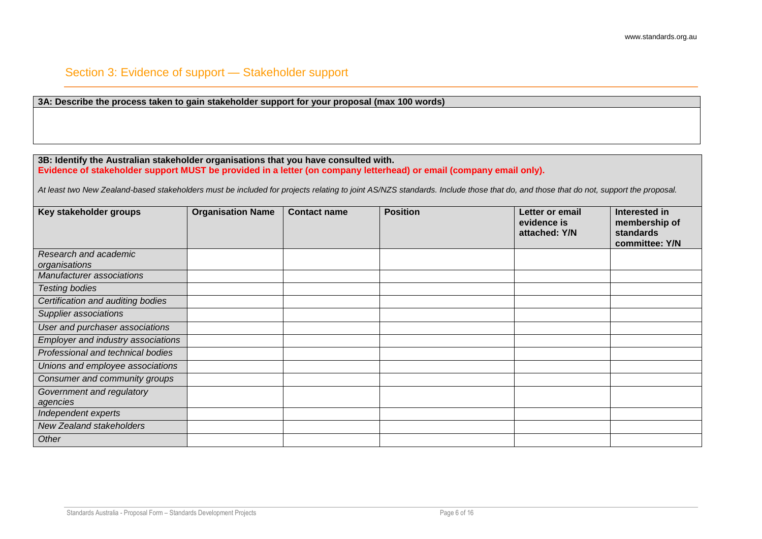## Section 3: Evidence of support — Stakeholder support

| **3A: Describe the process taken to gain stakeholder support for your proposal (max 100 words)** |
| --- |
| |

**3B: Identify the Australian stakeholder organisations that you have consulted with.**
**Evidence of stakeholder support MUST be provided in a letter (on company letterhead) or email (company email only).**

*At least two New Zealand-based stakeholders must be included for projects relating to joint AS/NZS standards. Include those that do, and those that do not, support the proposal.*

| Key stakeholder groups | Organisation Name | Contact name | Position | Letter or email evidence is attached: Y/N | Interested in membership of standards committee: Y/N |
| --- | --- | --- | --- | --- | --- |
| *Research and academic organisations* | | | | | |
| *Manufacturer associations* | | | | | |
| *Testing bodies* | | | | | |
| *Certification and auditing bodies* | | | | | |
| *Supplier associations* | | | | | |
| *User and purchaser associations* | | | | | |
| *Employer and industry associations* | | | | | |
| *Professional and technical bodies* | | | | | |
| *Unions and employee associations* | | | | | |
| *Consumer and community groups* | | | | | |
| *Government and regulatory agencies* | | | | | |
| *Independent experts* | | | | | |
| *New Zealand stakeholders* | | | | | |
| *Other* | | | | | |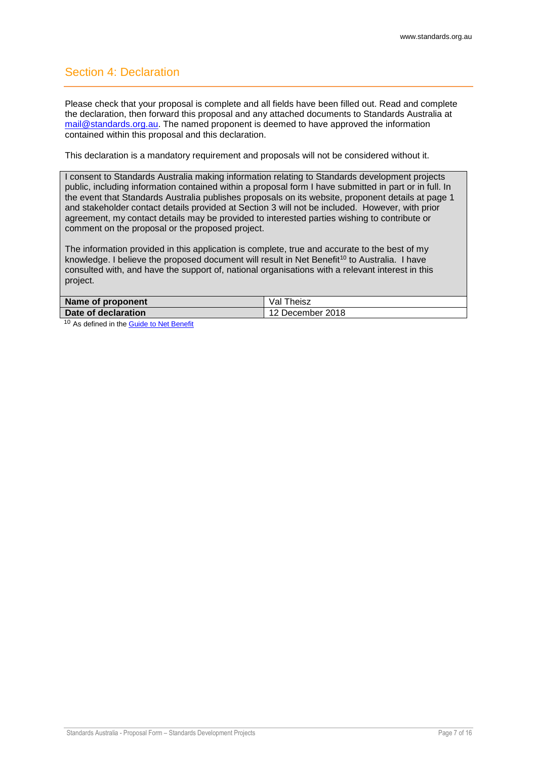## Section 4: Declaration

Please check that your proposal is complete and all fields have been filled out. Read and complete the declaration, then forward this proposal and any attached documents to Standards Australia at mail@standards.org.au. The named proponent is deemed to have approved the information contained within this proposal and this declaration.

This declaration is a mandatory requirement and proposals will not be considered without it.

I consent to Standards Australia making information relating to Standards development projects public, including information contained within a proposal form I have submitted in part or in full. In the event that Standards Australia publishes proposals on its website, proponent details at page 1 and stakeholder contact details provided at Section 3 will not be included. However, with prior agreement, my contact details may be provided to interested parties wishing to contribute or comment on the proposal or the proposed project.

The information provided in this application is complete, true and accurate to the best of my knowledge. I believe the proposed document will result in Net Benefit[10] to Australia. I have consulted with, and have the support of, national organisations with a relevant interest in this project.

| **Name of proponent** | Val Theisz |
|---|---|
| **Date of declaration** | 12 December 2018 |

[10] As defined in the Guide to Net Benefit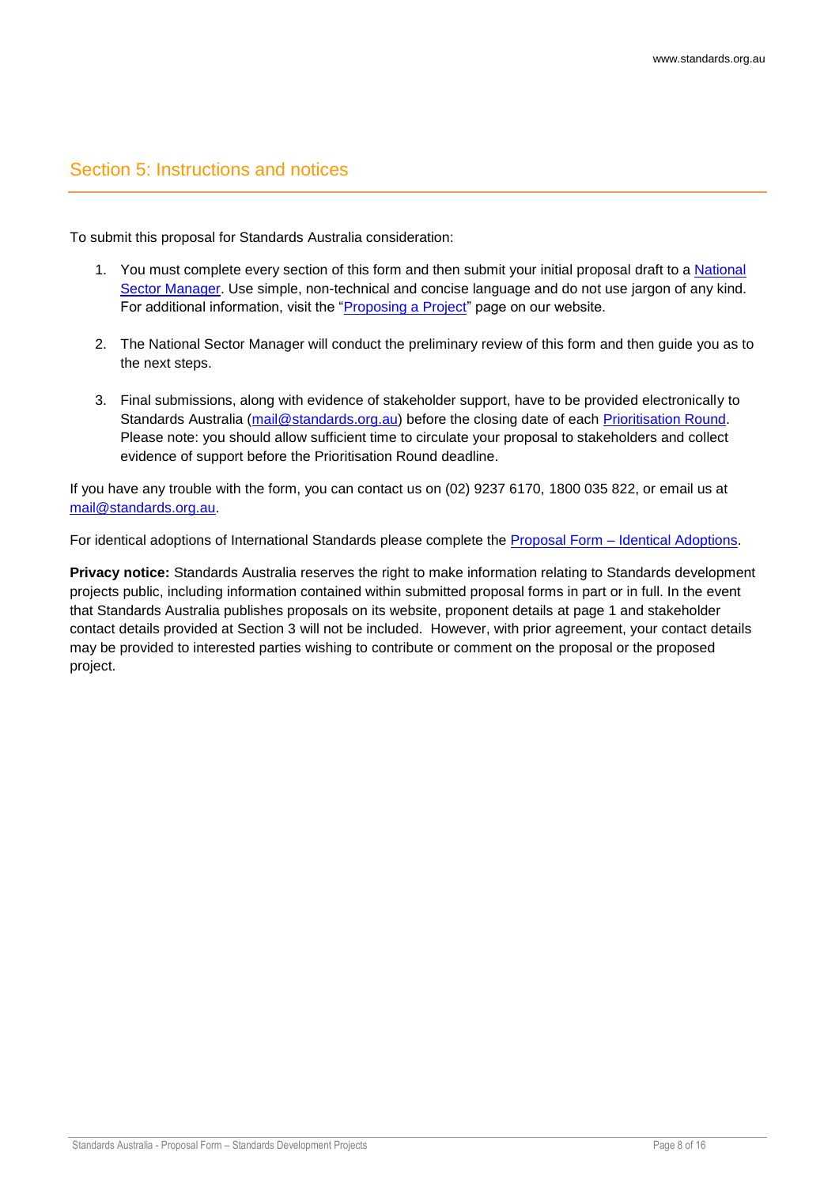## Section 5: Instructions and notices

To submit this proposal for Standards Australia consideration:

1. You must complete every section of this form and then submit your initial proposal draft to a National Sector Manager. Use simple, non-technical and concise language and do not use jargon of any kind. For additional information, visit the "Proposing a Project" page on our website.

2. The National Sector Manager will conduct the preliminary review of this form and then guide you as to the next steps.

3. Final submissions, along with evidence of stakeholder support, have to be provided electronically to Standards Australia (mail@standards.org.au) before the closing date of each Prioritisation Round. Please note: you should allow sufficient time to circulate your proposal to stakeholders and collect evidence of support before the Prioritisation Round deadline.

If you have any trouble with the form, you can contact us on (02) 9237 6170, 1800 035 822, or email us at mail@standards.org.au.

For identical adoptions of International Standards please complete the Proposal Form – Identical Adoptions.

**Privacy notice:** Standards Australia reserves the right to make information relating to Standards development projects public, including information contained within submitted proposal forms in part or in full. In the event that Standards Australia publishes proposals on its website, proponent details at page 1 and stakeholder contact details provided at Section 3 will not be included. However, with prior agreement, your contact details may be provided to interested parties wishing to contribute or comment on the proposal or the proposed project.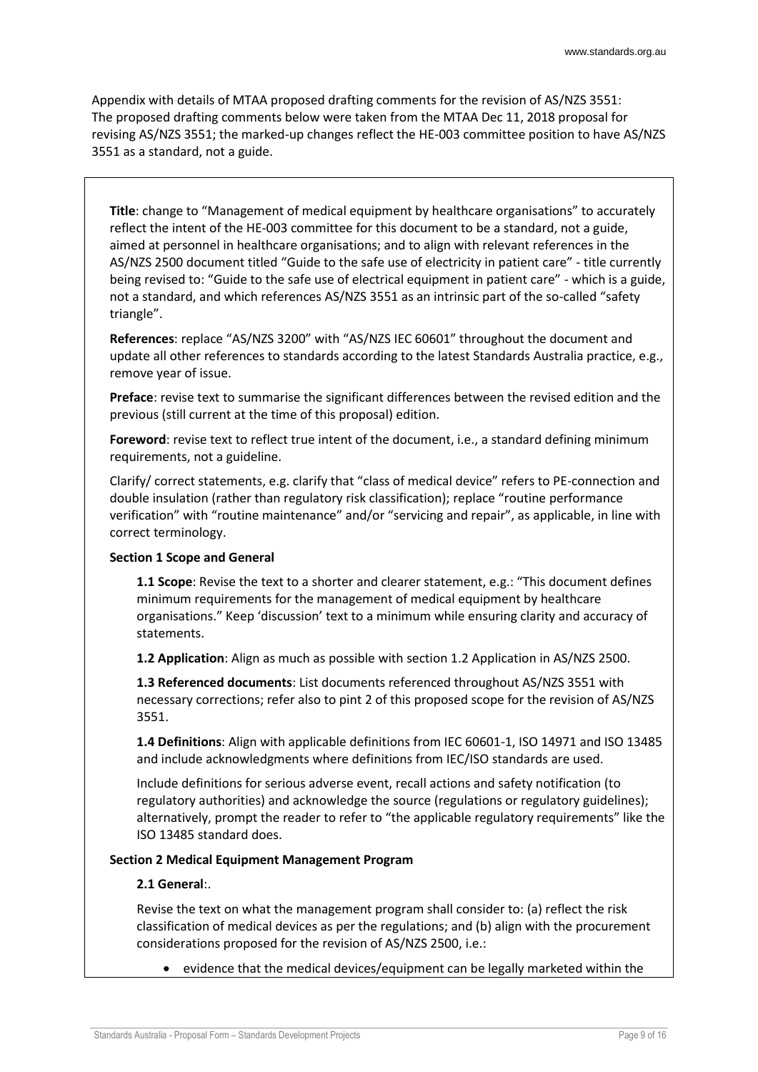Appendix with details of MTAA proposed drafting comments for the revision of AS/NZS 3551: The proposed drafting comments below were taken from the MTAA Dec 11, 2018 proposal for revising AS/NZS 3551; the marked-up changes reflect the HE-003 committee position to have AS/NZS 3551 as a standard, not a guide.

**Title**: change to "Management of medical equipment by healthcare organisations" to accurately reflect the intent of the HE-003 committee for this document to be a standard, not a guide, aimed at personnel in healthcare organisations; and to align with relevant references in the AS/NZS 2500 document titled "Guide to the safe use of electricity in patient care" - title currently being revised to: "Guide to the safe use of electrical equipment in patient care" - which is a guide, not a standard, and which references AS/NZS 3551 as an intrinsic part of the so-called "safety triangle".

**References**: replace "AS/NZS 3200" with "AS/NZS IEC 60601" throughout the document and update all other references to standards according to the latest Standards Australia practice, e.g., remove year of issue.

**Preface**: revise text to summarise the significant differences between the revised edition and the previous (still current at the time of this proposal) edition.

**Foreword**: revise text to reflect true intent of the document, i.e., a standard defining minimum requirements, not a guideline.

Clarify/ correct statements, e.g. clarify that "class of medical device" refers to PE-connection and double insulation (rather than regulatory risk classification); replace "routine performance verification" with "routine maintenance" and/or "servicing and repair", as applicable, in line with correct terminology.

**Section 1 Scope and General**

**1.1 Scope**: Revise the text to a shorter and clearer statement, e.g.: "This document defines minimum requirements for the management of medical equipment by healthcare organisations." Keep 'discussion' text to a minimum while ensuring clarity and accuracy of statements.

**1.2 Application**: Align as much as possible with section 1.2 Application in AS/NZS 2500.

**1.3 Referenced documents**: List documents referenced throughout AS/NZS 3551 with necessary corrections; refer also to pint 2 of this proposed scope for the revision of AS/NZS 3551.

**1.4 Definitions**: Align with applicable definitions from IEC 60601-1, ISO 14971 and ISO 13485 and include acknowledgments where definitions from IEC/ISO standards are used.

Include definitions for serious adverse event, recall actions and safety notification (to regulatory authorities) and acknowledge the source (regulations or regulatory guidelines); alternatively, prompt the reader to refer to "the applicable regulatory requirements" like the ISO 13485 standard does.

**Section 2 Medical Equipment Management Program**

**2.1 General**:.

Revise the text on what the management program shall consider to: (a) reflect the risk classification of medical devices as per the regulations; and (b) align with the procurement considerations proposed for the revision of AS/NZS 2500, i.e.:

- evidence that the medical devices/equipment can be legally marketed within the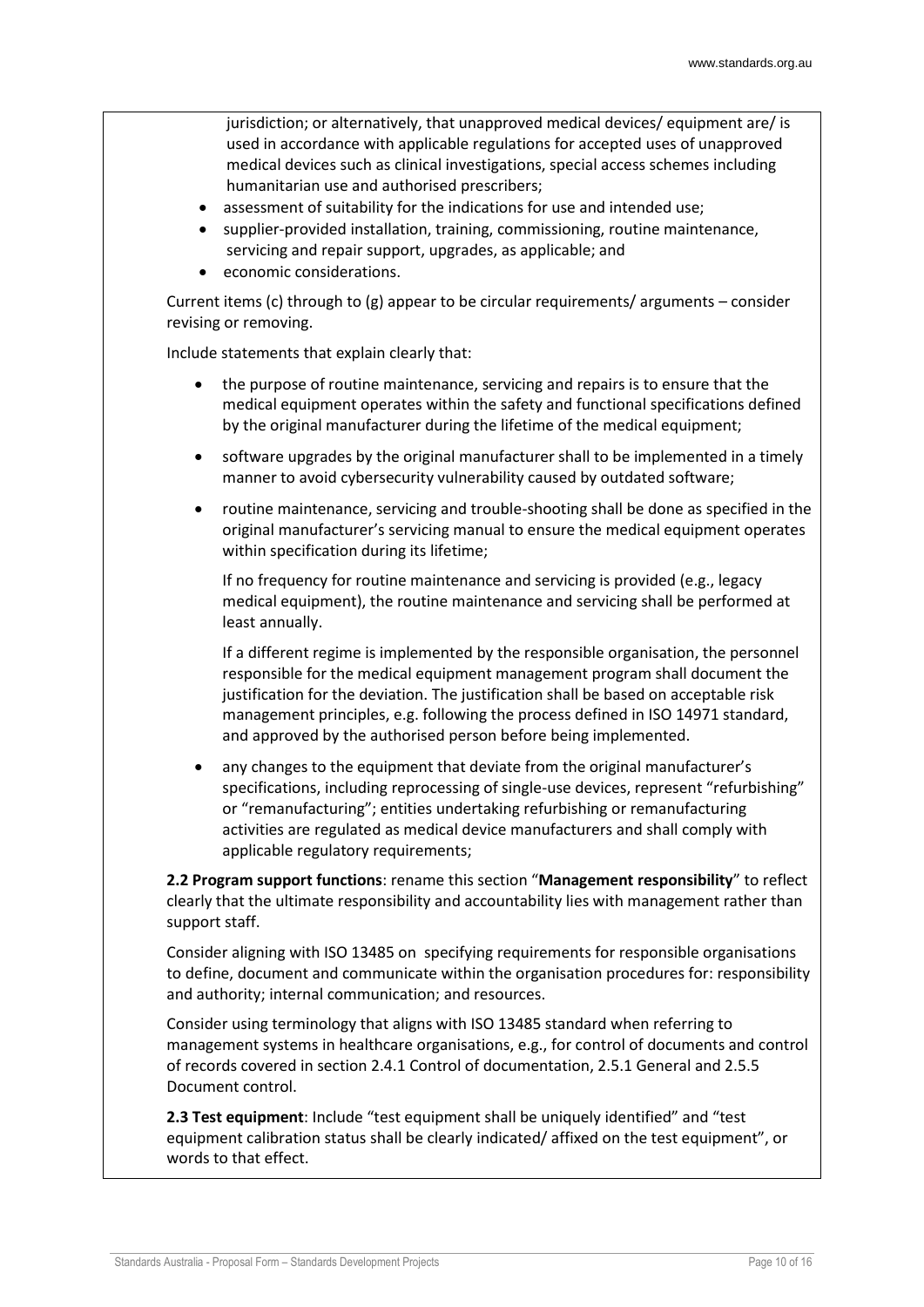jurisdiction; or alternatively, that unapproved medical devices/ equipment are/ is used in accordance with applicable regulations for accepted uses of unapproved medical devices such as clinical investigations, special access schemes including humanitarian use and authorised prescribers;

- assessment of suitability for the indications for use and intended use;
- supplier-provided installation, training, commissioning, routine maintenance, servicing and repair support, upgrades, as applicable; and
- economic considerations.

Current items (c) through to (g) appear to be circular requirements/ arguments – consider revising or removing.

Include statements that explain clearly that:

- the purpose of routine maintenance, servicing and repairs is to ensure that the medical equipment operates within the safety and functional specifications defined by the original manufacturer during the lifetime of the medical equipment;
- software upgrades by the original manufacturer shall to be implemented in a timely manner to avoid cybersecurity vulnerability caused by outdated software;
- routine maintenance, servicing and trouble-shooting shall be done as specified in the original manufacturer's servicing manual to ensure the medical equipment operates within specification during its lifetime;

  If no frequency for routine maintenance and servicing is provided (e.g., legacy medical equipment), the routine maintenance and servicing shall be performed at least annually.

  If a different regime is implemented by the responsible organisation, the personnel responsible for the medical equipment management program shall document the justification for the deviation. The justification shall be based on acceptable risk management principles, e.g. following the process defined in ISO 14971 standard, and approved by the authorised person before being implemented.

- any changes to the equipment that deviate from the original manufacturer's specifications, including reprocessing of single-use devices, represent "refurbishing" or "remanufacturing"; entities undertaking refurbishing or remanufacturing activities are regulated as medical device manufacturers and shall comply with applicable regulatory requirements;

**2.2 Program support functions**: rename this section "**Management responsibility**" to reflect clearly that the ultimate responsibility and accountability lies with management rather than support staff.

Consider aligning with ISO 13485 on specifying requirements for responsible organisations to define, document and communicate within the organisation procedures for: responsibility and authority; internal communication; and resources.

Consider using terminology that aligns with ISO 13485 standard when referring to management systems in healthcare organisations, e.g., for control of documents and control of records covered in section 2.4.1 Control of documentation, 2.5.1 General and 2.5.5 Document control.

**2.3 Test equipment**: Include "test equipment shall be uniquely identified" and "test equipment calibration status shall be clearly indicated/ affixed on the test equipment", or words to that effect.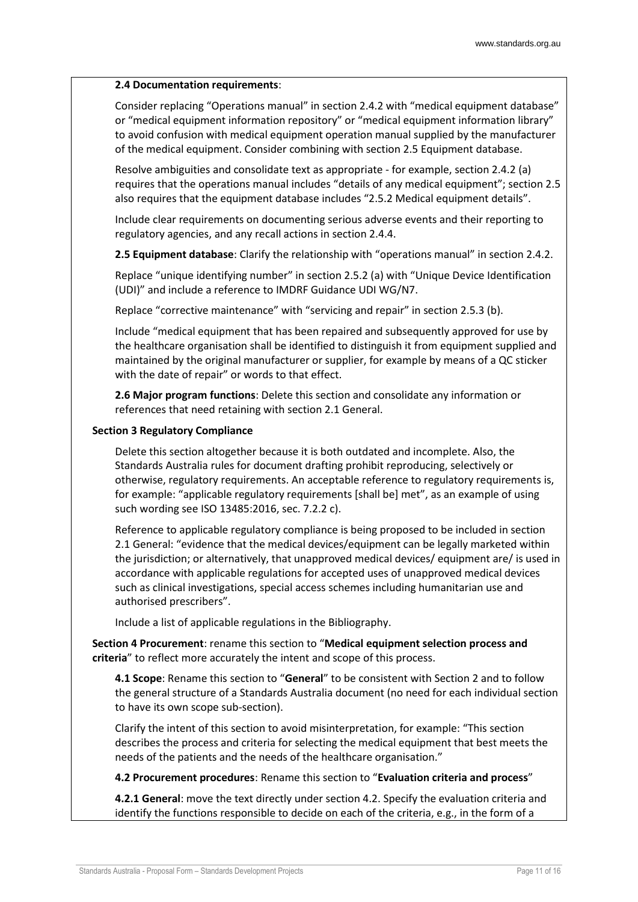**2.4 Documentation requirements**:

Consider replacing "Operations manual" in section 2.4.2 with "medical equipment database" or "medical equipment information repository" or "medical equipment information library" to avoid confusion with medical equipment operation manual supplied by the manufacturer of the medical equipment. Consider combining with section 2.5 Equipment database.

Resolve ambiguities and consolidate text as appropriate - for example, section 2.4.2 (a) requires that the operations manual includes "details of any medical equipment"; section 2.5 also requires that the equipment database includes "2.5.2 Medical equipment details".

Include clear requirements on documenting serious adverse events and their reporting to regulatory agencies, and any recall actions in section 2.4.4.

**2.5 Equipment database**: Clarify the relationship with "operations manual" in section 2.4.2.

Replace "unique identifying number" in section 2.5.2 (a) with "Unique Device Identification (UDI)" and include a reference to IMDRF Guidance UDI WG/N7.

Replace "corrective maintenance" with "servicing and repair" in section 2.5.3 (b).

Include "medical equipment that has been repaired and subsequently approved for use by the healthcare organisation shall be identified to distinguish it from equipment supplied and maintained by the original manufacturer or supplier, for example by means of a QC sticker with the date of repair" or words to that effect.

**2.6 Major program functions**: Delete this section and consolidate any information or references that need retaining with section 2.1 General.

**Section 3 Regulatory Compliance**

Delete this section altogether because it is both outdated and incomplete. Also, the Standards Australia rules for document drafting prohibit reproducing, selectively or otherwise, regulatory requirements. An acceptable reference to regulatory requirements is, for example: "applicable regulatory requirements [shall be] met", as an example of using such wording see ISO 13485:2016, sec. 7.2.2 c).

Reference to applicable regulatory compliance is being proposed to be included in section 2.1 General: "evidence that the medical devices/equipment can be legally marketed within the jurisdiction; or alternatively, that unapproved medical devices/ equipment are/ is used in accordance with applicable regulations for accepted uses of unapproved medical devices such as clinical investigations, special access schemes including humanitarian use and authorised prescribers".

Include a list of applicable regulations in the Bibliography.

**Section 4 Procurement**: rename this section to "**Medical equipment selection process and criteria**" to reflect more accurately the intent and scope of this process.

**4.1 Scope**: Rename this section to "**General**" to be consistent with Section 2 and to follow the general structure of a Standards Australia document (no need for each individual section to have its own scope sub-section).

Clarify the intent of this section to avoid misinterpretation, for example: "This section describes the process and criteria for selecting the medical equipment that best meets the needs of the patients and the needs of the healthcare organisation."

**4.2 Procurement procedures**: Rename this section to "**Evaluation criteria and process**"

**4.2.1 General**: move the text directly under section 4.2. Specify the evaluation criteria and identify the functions responsible to decide on each of the criteria, e.g., in the form of a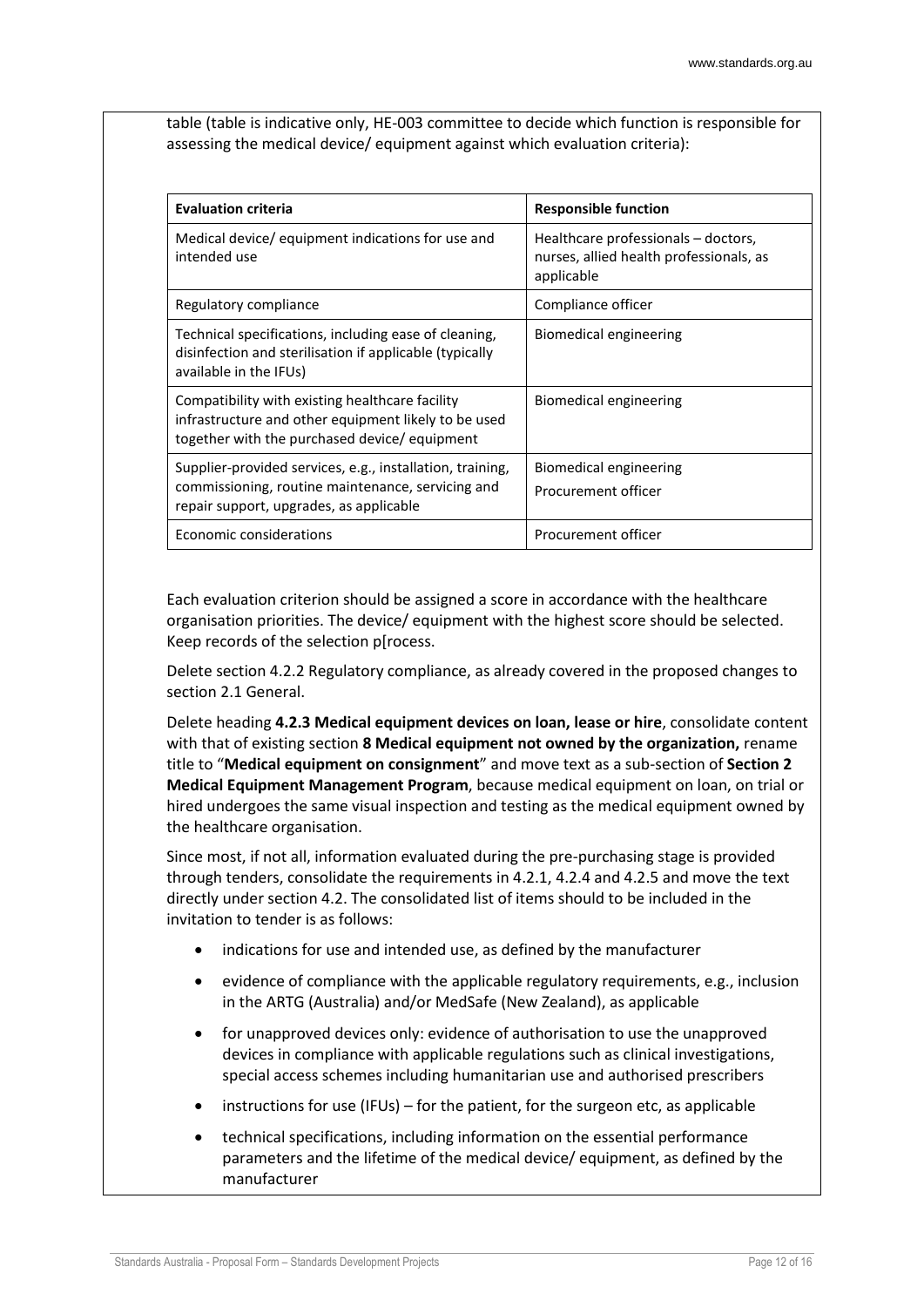table (table is indicative only, HE-003 committee to decide which function is responsible for assessing the medical device/ equipment against which evaluation criteria):

| Evaluation criteria | Responsible function |
|---|---|
| Medical device/ equipment indications for use and intended use | Healthcare professionals – doctors, nurses, allied health professionals, as applicable |
| Regulatory compliance | Compliance officer |
| Technical specifications, including ease of cleaning, disinfection and sterilisation if applicable (typically available in the IFUs) | Biomedical engineering |
| Compatibility with existing healthcare facility infrastructure and other equipment likely to be used together with the purchased device/ equipment | Biomedical engineering |
| Supplier-provided services, e.g., installation, training, commissioning, routine maintenance, servicing and repair support, upgrades, as applicable | Biomedical engineering<br>Procurement officer |
| Economic considerations | Procurement officer |

Each evaluation criterion should be assigned a score in accordance with the healthcare organisation priorities. The device/ equipment with the highest score should be selected. Keep records of the selection p[rocess.

Delete section 4.2.2 Regulatory compliance, as already covered in the proposed changes to section 2.1 General.

Delete heading **4.2.3 Medical equipment devices on loan, lease or hire**, consolidate content with that of existing section **8 Medical equipment not owned by the organization,** rename title to "**Medical equipment on consignment**" and move text as a sub-section of **Section 2 Medical Equipment Management Program**, because medical equipment on loan, on trial or hired undergoes the same visual inspection and testing as the medical equipment owned by the healthcare organisation.

Since most, if not all, information evaluated during the pre-purchasing stage is provided through tenders, consolidate the requirements in 4.2.1, 4.2.4 and 4.2.5 and move the text directly under section 4.2. The consolidated list of items should to be included in the invitation to tender is as follows:

- indications for use and intended use, as defined by the manufacturer
- evidence of compliance with the applicable regulatory requirements, e.g., inclusion in the ARTG (Australia) and/or MedSafe (New Zealand), as applicable
- for unapproved devices only: evidence of authorisation to use the unapproved devices in compliance with applicable regulations such as clinical investigations, special access schemes including humanitarian use and authorised prescribers
- instructions for use (IFUs) – for the patient, for the surgeon etc, as applicable
- technical specifications, including information on the essential performance parameters and the lifetime of the medical device/ equipment, as defined by the manufacturer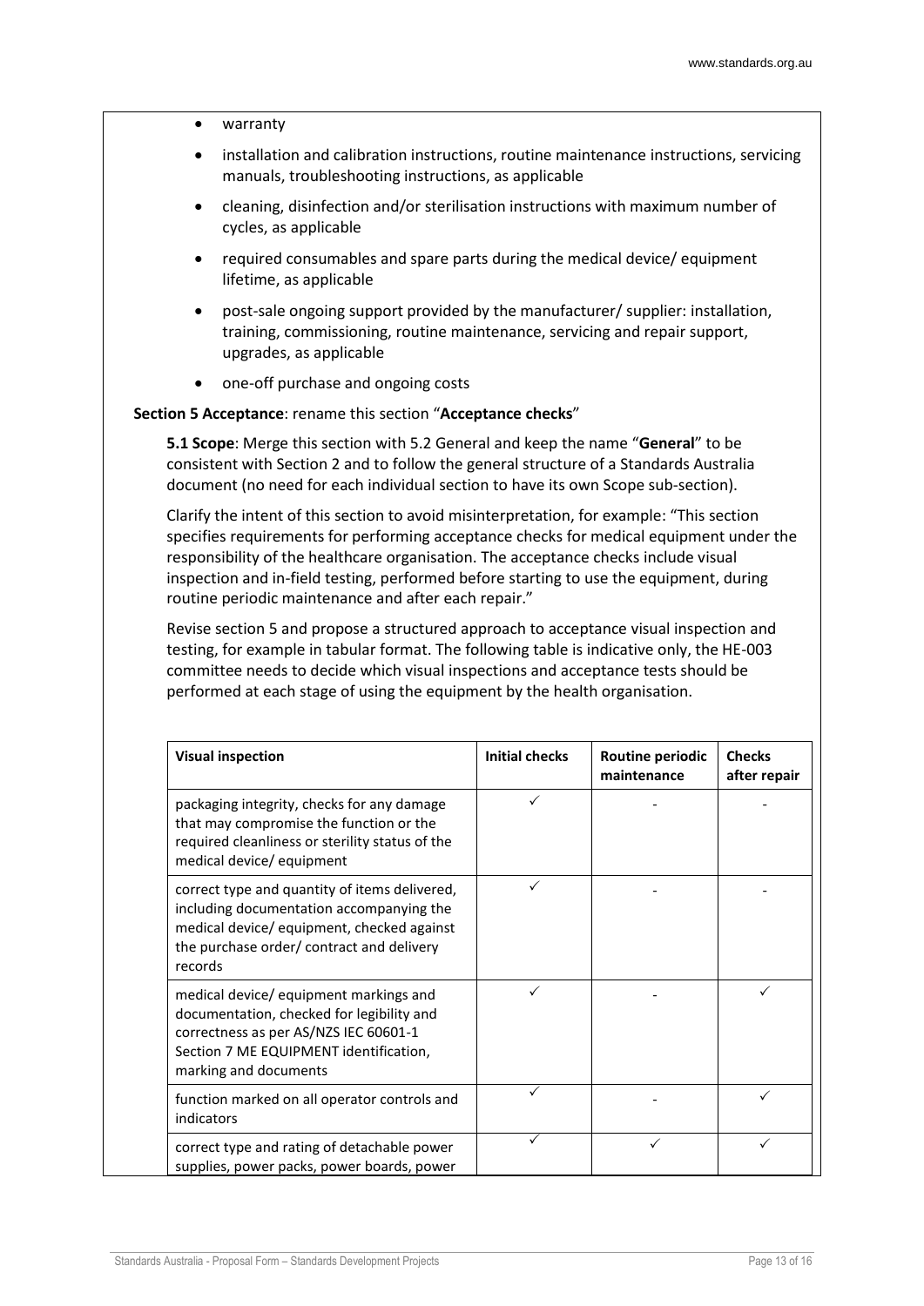- warranty
- installation and calibration instructions, routine maintenance instructions, servicing manuals, troubleshooting instructions, as applicable
- cleaning, disinfection and/or sterilisation instructions with maximum number of cycles, as applicable
- required consumables and spare parts during the medical device/ equipment lifetime, as applicable
- post-sale ongoing support provided by the manufacturer/ supplier: installation, training, commissioning, routine maintenance, servicing and repair support, upgrades, as applicable
- one-off purchase and ongoing costs

**Section 5 Acceptance**: rename this section "**Acceptance checks**"

**5.1 Scope**: Merge this section with 5.2 General and keep the name "**General**" to be consistent with Section 2 and to follow the general structure of a Standards Australia document (no need for each individual section to have its own Scope sub-section).

Clarify the intent of this section to avoid misinterpretation, for example: "This section specifies requirements for performing acceptance checks for medical equipment under the responsibility of the healthcare organisation. The acceptance checks include visual inspection and in-field testing, performed before starting to use the equipment, during routine periodic maintenance and after each repair."

Revise section 5 and propose a structured approach to acceptance visual inspection and testing, for example in tabular format. The following table is indicative only, the HE-003 committee needs to decide which visual inspections and acceptance tests should be performed at each stage of using the equipment by the health organisation.

| Visual inspection | Initial checks | Routine periodic maintenance | Checks after repair |
|---|---|---|---|
| packaging integrity, checks for any damage that may compromise the function or the required cleanliness or sterility status of the medical device/ equipment | ✓ | - | - |
| correct type and quantity of items delivered, including documentation accompanying the medical device/ equipment, checked against the purchase order/ contract and delivery records | ✓ | - | - |
| medical device/ equipment markings and documentation, checked for legibility and correctness as per AS/NZS IEC 60601-1 Section 7 ME EQUIPMENT identification, marking and documents | ✓ | - | ✓ |
| function marked on all operator controls and indicators | ✓ | - | ✓ |
| correct type and rating of detachable power supplies, power packs, power boards, power | ✓ | ✓ | ✓ |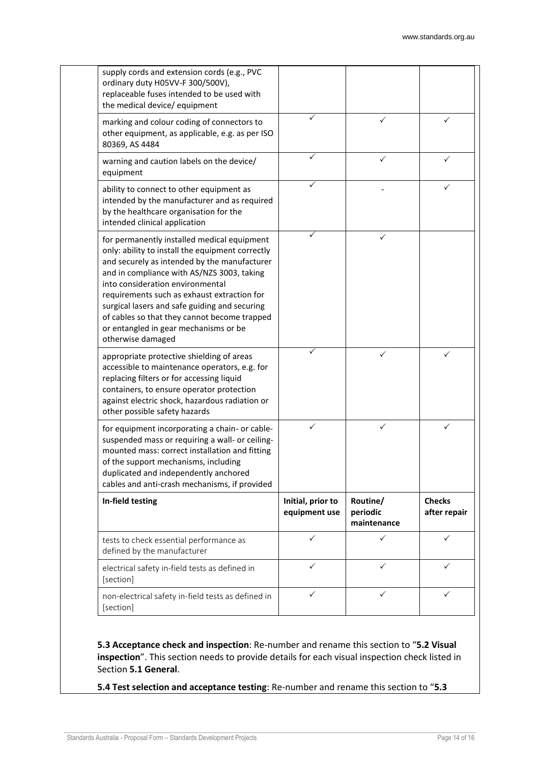| | | | |
|---|---|---|---|
| supply cords and extension cords (e.g., PVC ordinary duty H05VV-F 300/500V), replaceable fuses intended to be used with the medical device/ equipment | | | |
| marking and colour coding of connectors to other equipment, as applicable, e.g. as per ISO 80369, AS 4484 | ✓ | ✓ | ✓ |
| warning and caution labels on the device/ equipment | ✓ | ✓ | ✓ |
| ability to connect to other equipment as intended by the manufacturer and as required by the healthcare organisation for the intended clinical application | ✓ | - | ✓ |
| for permanently installed medical equipment only: ability to install the equipment correctly and securely as intended by the manufacturer and in compliance with AS/NZS 3003, taking into consideration environmental requirements such as exhaust extraction for surgical lasers and safe guiding and securing of cables so that they cannot become trapped or entangled in gear mechanisms or be otherwise damaged | ✓ | ✓ | |
| appropriate protective shielding of areas accessible to maintenance operators, e.g. for replacing filters or for accessing liquid containers, to ensure operator protection against electric shock, hazardous radiation or other possible safety hazards | ✓ | ✓ | ✓ |
| for equipment incorporating a chain- or cable-suspended mass or requiring a wall- or ceiling-mounted mass: correct installation and fitting of the support mechanisms, including duplicated and independently anchored cables and anti-crash mechanisms, if provided | ✓ | ✓ | ✓ |
| **In-field testing** | **Initial, prior to equipment use** | **Routine/ periodic maintenance** | **Checks after repair** |
| tests to check essential performance as defined by the manufacturer | ✓ | ✓ | ✓ |
| electrical safety in-field tests as defined in [section] | ✓ | ✓ | ✓ |
| non-electrical safety in-field tests as defined in [section] | ✓ | ✓ | ✓ |

**5.3 Acceptance check and inspection**: Re-number and rename this section to "**5.2 Visual inspection**". This section needs to provide details for each visual inspection check listed in Section **5.1 General**.

**5.4 Test selection and acceptance testing**: Re-number and rename this section to "**5.3**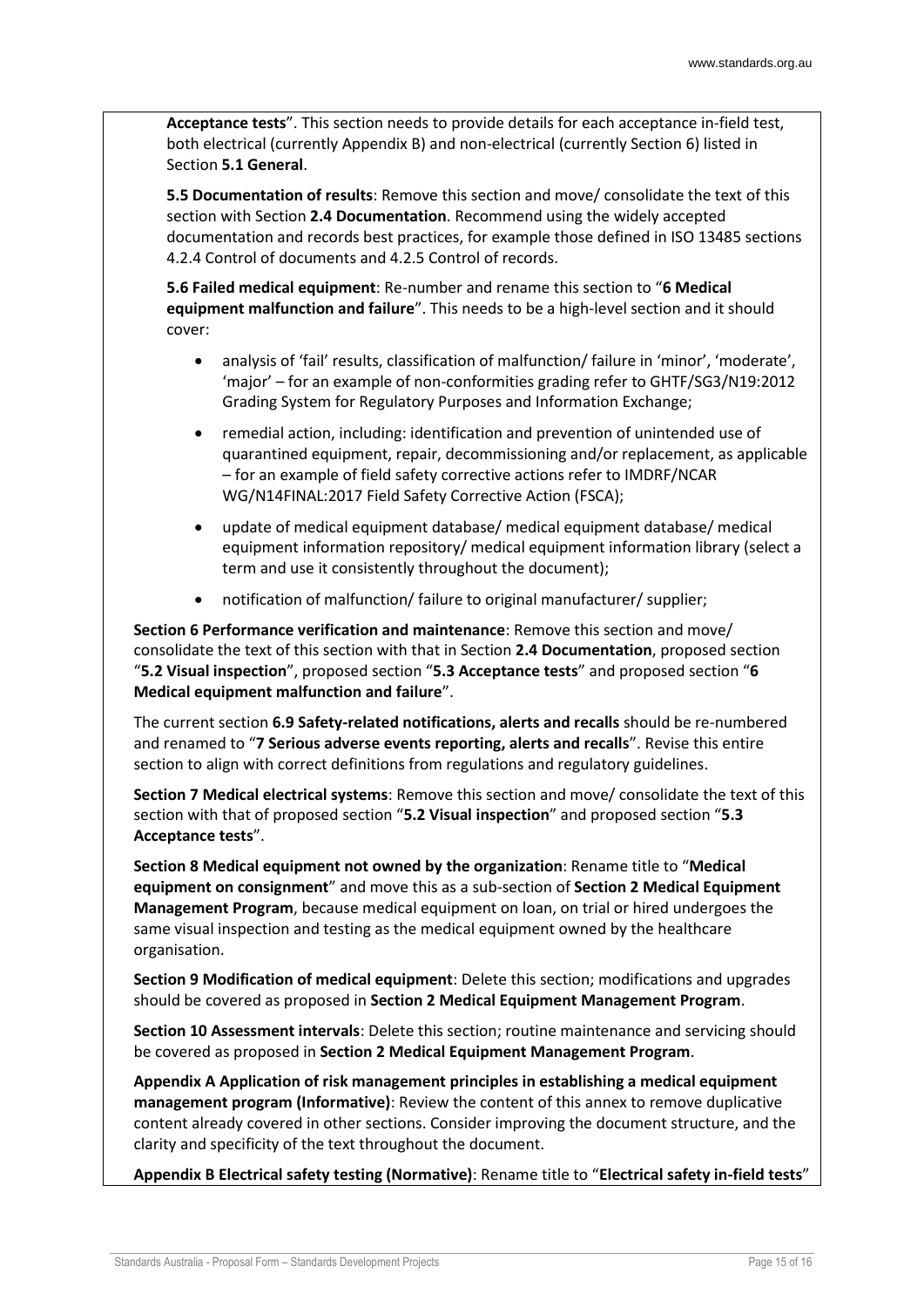**Acceptance tests**". This section needs to provide details for each acceptance in-field test, both electrical (currently Appendix B) and non-electrical (currently Section 6) listed in Section **5.1 General**.

**5.5 Documentation of results**: Remove this section and move/ consolidate the text of this section with Section **2.4 Documentation**. Recommend using the widely accepted documentation and records best practices, for example those defined in ISO 13485 sections 4.2.4 Control of documents and 4.2.5 Control of records.

**5.6 Failed medical equipment**: Re-number and rename this section to "**6 Medical equipment malfunction and failure**". This needs to be a high-level section and it should cover:

- analysis of 'fail' results, classification of malfunction/ failure in 'minor', 'moderate', 'major' – for an example of non-conformities grading refer to GHTF/SG3/N19:2012 Grading System for Regulatory Purposes and Information Exchange;
- remedial action, including: identification and prevention of unintended use of quarantined equipment, repair, decommissioning and/or replacement, as applicable – for an example of field safety corrective actions refer to IMDRF/NCAR WG/N14FINAL:2017 Field Safety Corrective Action (FSCA);
- update of medical equipment database/ medical equipment database/ medical equipment information repository/ medical equipment information library (select a term and use it consistently throughout the document);
- notification of malfunction/ failure to original manufacturer/ supplier;

**Section 6 Performance verification and maintenance**: Remove this section and move/ consolidate the text of this section with that in Section **2.4 Documentation**, proposed section "**5.2 Visual inspection**", proposed section "**5.3 Acceptance tests**" and proposed section "**6 Medical equipment malfunction and failure**".

The current section **6.9 Safety-related notifications, alerts and recalls** should be re-numbered and renamed to "**7 Serious adverse events reporting, alerts and recalls**". Revise this entire section to align with correct definitions from regulations and regulatory guidelines.

**Section 7 Medical electrical systems**: Remove this section and move/ consolidate the text of this section with that of proposed section "**5.2 Visual inspection**" and proposed section "**5.3 Acceptance tests**".

**Section 8 Medical equipment not owned by the organization**: Rename title to "**Medical equipment on consignment**" and move this as a sub-section of **Section 2 Medical Equipment Management Program**, because medical equipment on loan, on trial or hired undergoes the same visual inspection and testing as the medical equipment owned by the healthcare organisation.

**Section 9 Modification of medical equipment**: Delete this section; modifications and upgrades should be covered as proposed in **Section 2 Medical Equipment Management Program**.

**Section 10 Assessment intervals**: Delete this section; routine maintenance and servicing should be covered as proposed in **Section 2 Medical Equipment Management Program**.

**Appendix A Application of risk management principles in establishing a medical equipment management program (Informative)**: Review the content of this annex to remove duplicative content already covered in other sections. Consider improving the document structure, and the clarity and specificity of the text throughout the document.

**Appendix B Electrical safety testing (Normative)**: Rename title to "**Electrical safety in-field tests**"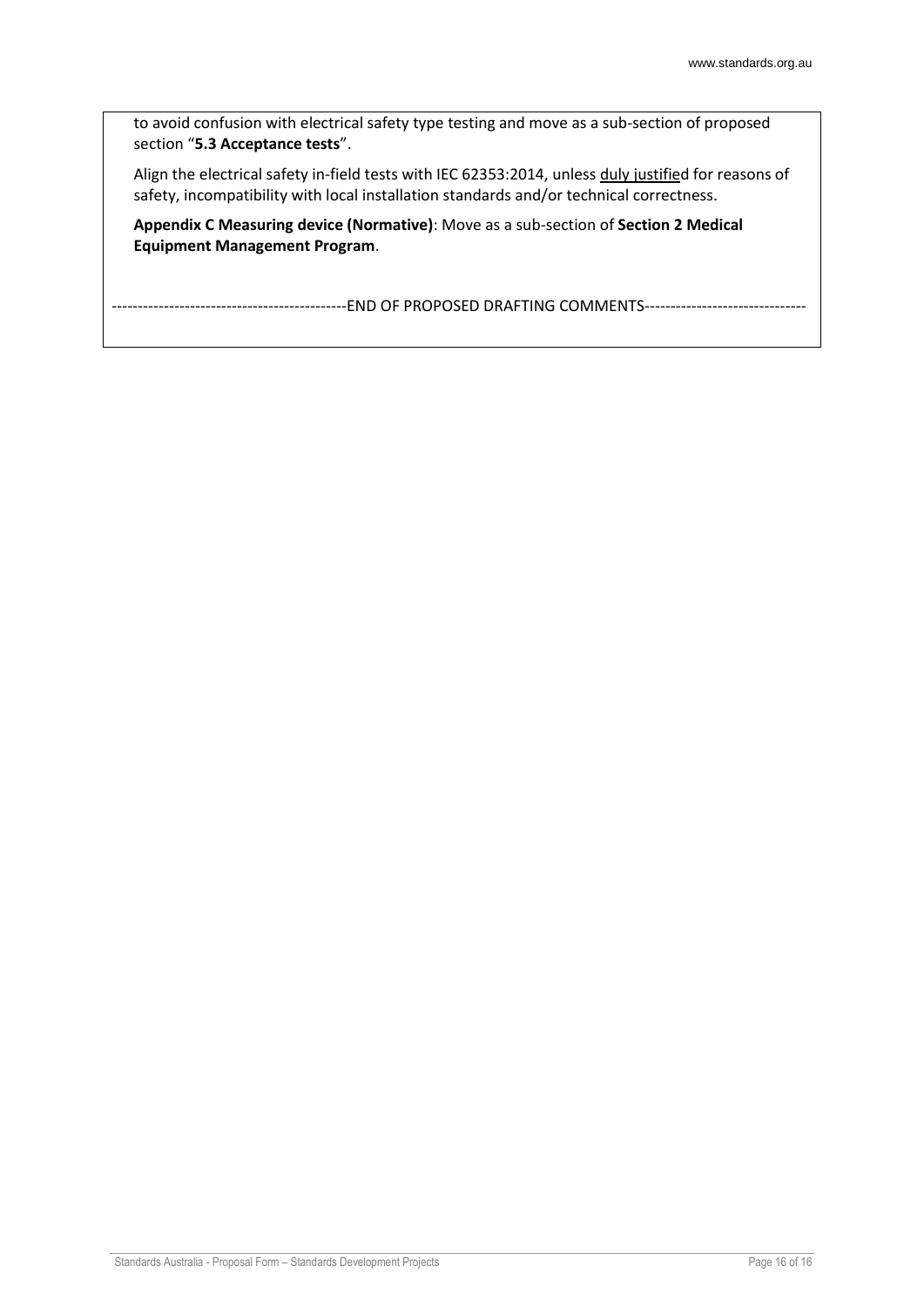to avoid confusion with electrical safety type testing and move as a sub-section of proposed section "**5.3 Acceptance tests**".

Align the electrical safety in-field tests with IEC 62353:2014, unless duly justified for reasons of safety, incompatibility with local installation standards and/or technical correctness.

**Appendix C Measuring device (Normative)**: Move as a sub-section of **Section 2 Medical Equipment Management Program**.

--------------------------------------------END OF PROPOSED DRAFTING COMMENTS------------------------------